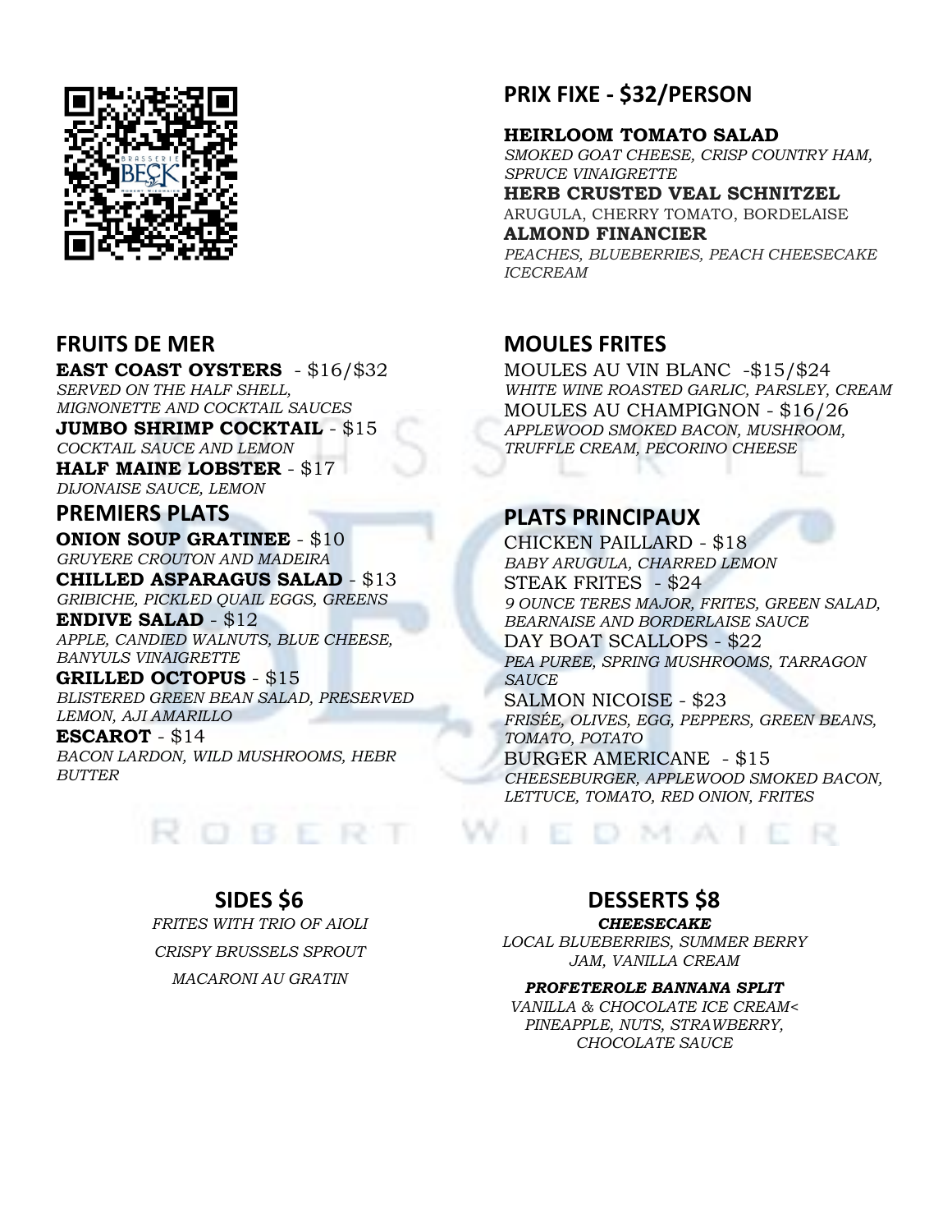## PRIX FIXE - $32/PERSON

**HEIRLOOM TOMATO SALAD**
*SMOKED GOAT CHEESE, CRISP COUNTRY HAM, SPRUCE VINAIGRETTE*
**HERB CRUSTED VEAL SCHNITZEL**
ARUGULA, CHERRY TOMATO, BORDELAISE
**ALMOND FINANCIER**
*PEACHES, BLUEBERRIES, PEACH CHEESECAKE ICECREAM*

## FRUITS DE MER

**EAST COAST OYSTERS** - $16/$32
*SERVED ON THE HALF SHELL, MIGNONETTE AND COCKTAIL SAUCES*
**JUMBO SHRIMP COCKTAIL** - $15
*COCKTAIL SAUCE AND LEMON*
**HALF MAINE LOBSTER** - $17
*DIJONAISE SAUCE, LEMON*

## PREMIERS PLATS

**ONION SOUP GRATINEE** - $10
*GRUYERE CROUTON AND MADEIRA*
**CHILLED ASPARAGUS SALAD** - $13
*GRIBICHE, PICKLED QUAIL EGGS, GREENS*
**ENDIVE SALAD** - $12
*APPLE, CANDIED WALNUTS, BLUE CHEESE, BANYULS VINAIGRETTE*
**GRILLED OCTOPUS** - $15
*BLISTERED GREEN BEAN SALAD, PRESERVED LEMON, AJI AMARILLO*
**ESCAROT** - $14
*BACON LARDON, WILD MUSHROOMS, HEBR BUTTER*

## MOULES FRITES

MOULES AU VIN BLANC -$15/$24
*WHITE WINE ROASTED GARLIC, PARSLEY, CREAM*
MOULES AU CHAMPIGNON - $16/26
*APPLEWOOD SMOKED BACON, MUSHROOM, TRUFFLE CREAM, PECORINO CHEESE*

## PLATS PRINCIPAUX

CHICKEN PAILLARD - $18
*BABY ARUGULA, CHARRED LEMON*
STEAK FRITES - $24
*9 OUNCE TERES MAJOR, FRITES, GREEN SALAD, BEARNAISE AND BORDERLAISE SAUCE*
DAY BOAT SCALLOPS - $22
*PEA PUREE, SPRING MUSHROOMS, TARRAGON SAUCE*
SALMON NICOISE - $23
*FRISÉE, OLIVES, EGG, PEPPERS, GREEN BEANS, TOMATO, POTATO*
BURGER AMERICANE - $15
*CHEESEBURGER, APPLEWOOD SMOKED BACON, LETTUCE, TOMATO, RED ONION, FRITES*

## SIDES $6

*FRITES WITH TRIO OF AIOLI*

*CRISPY BRUSSELS SPROUT*

*MACARONI AU GRATIN*

## DESSERTS $8

***CHEESECAKE***
*LOCAL BLUEBERRIES, SUMMER BERRY JAM, VANILLA CREAM*

***PROFETEROLE BANNANA SPLIT***
*VANILLA & CHOCOLATE ICE CREAM< PINEAPPLE, NUTS, STRAWBERRY, CHOCOLATE SAUCE*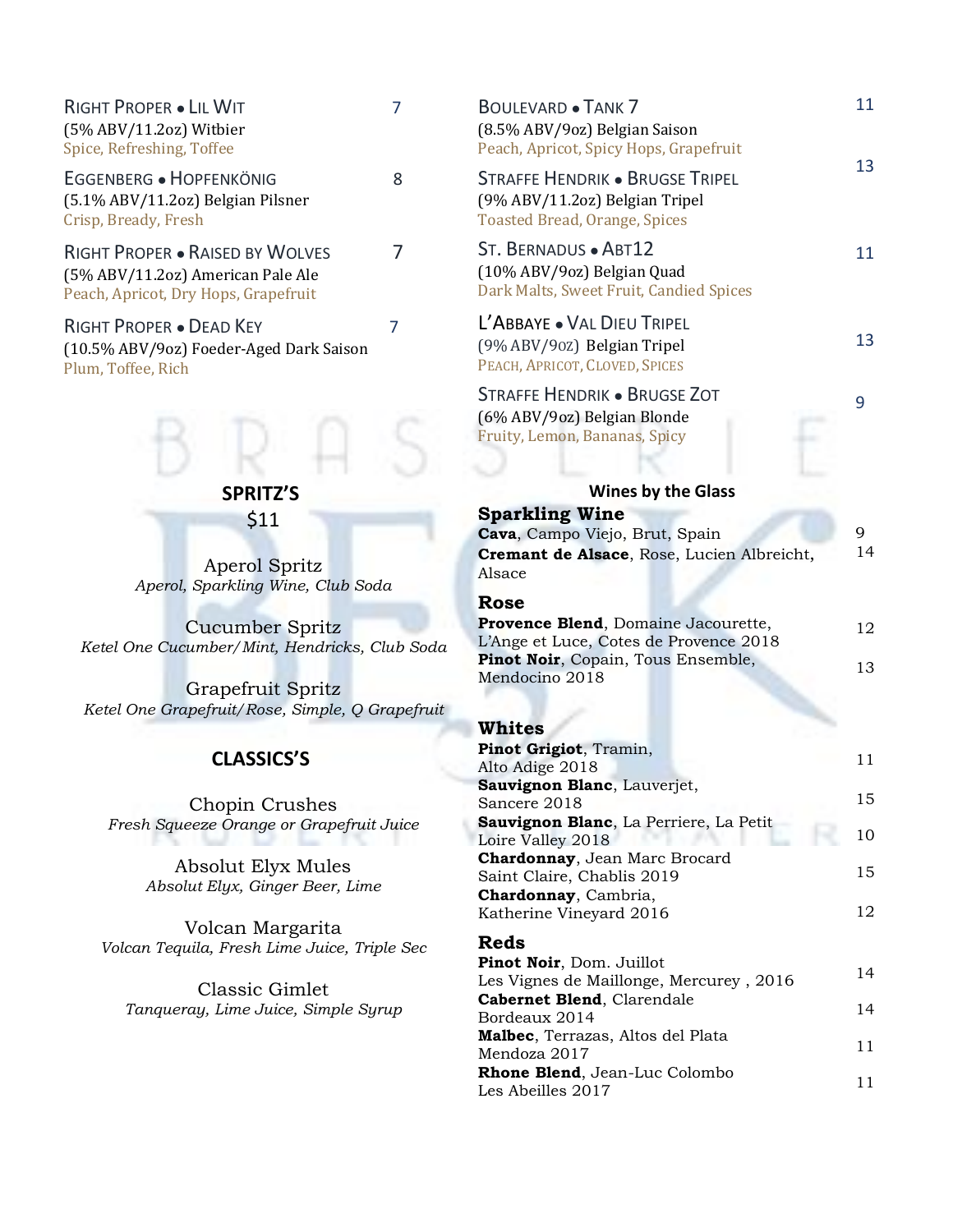RIGHT PROPER • LIL WIT 7
(5% ABV/11.2oz) Witbier
Spice, Refreshing, Toffee

EGGENBERG • HOPFENKÖNIG 8
(5.1% ABV/11.2oz) Belgian Pilsner
Crisp, Bready, Fresh

RIGHT PROPER • RAISED BY WOLVES 7
(5% ABV/11.2oz) American Pale Ale
Peach, Apricot, Dry Hops, Grapefruit

RIGHT PROPER • DEAD KEY 7
(10.5% ABV/9oz) Foeder-Aged Dark Saison
Plum, Toffee, Rich

BOULEVARD • TANK 7 11
(8.5% ABV/9oz) Belgian Saison
Peach, Apricot, Spicy Hops, Grapefruit

STRAFFE HENDRIK • BRUGSE TRIPEL 13
(9% ABV/11.2oz) Belgian Tripel
Toasted Bread, Orange, Spices

ST. BERNADUS • ABT12 11
(10% ABV/9oz) Belgian Quad
Dark Malts, Sweet Fruit, Candied Spices

L'ABBAYE • VAL DIEU TRIPEL 13
(9% ABV/9OZ) Belgian Tripel
PEACH, APRICOT, CLOVED, SPICES

STRAFFE HENDRIK • BRUGSE ZOT 9
(6% ABV/9oz) Belgian Blonde
Fruity, Lemon, Bananas, Spicy

## SPRITZ'S

$11

Aperol Spritz
*Aperol, Sparkling Wine, Club Soda*

Cucumber Spritz
*Ketel One Cucumber/Mint, Hendricks, Club Soda*

Grapefruit Spritz
*Ketel One Grapefruit/Rose, Simple, Q Grapefruit*

## CLASSICS'S

Chopin Crushes
*Fresh Squeeze Orange or Grapefruit Juice*

Absolut Elyx Mules
*Absolut Elyx, Ginger Beer, Lime*

Volcan Margarita
*Volcan Tequila, Fresh Lime Juice, Triple Sec*

Classic Gimlet
*Tanqueray, Lime Juice, Simple Syrup*

## Wines by the Glass

### Sparkling Wine

**Cava**, Campo Viejo, Brut, Spain 9

**Cremant de Alsace**, Rose, Lucien Albreicht, Alsace 14

### Rose

**Provence Blend**, Domaine Jacourette, L'Ange et Luce, Cotes de Provence 2018 12

**Pinot Noir**, Copain, Tous Ensemble, Mendocino 2018 13

### Whites

**Pinot Grigiot**, Tramin, Alto Adige 2018 11

**Sauvignon Blanc**, Lauverjet, Sancere 2018 15

**Sauvignon Blanc**, La Perriere, La Petit Loire Valley 2018 10

**Chardonnay**, Jean Marc Brocard Saint Claire, Chablis 2019 15

**Chardonnay**, Cambria, Katherine Vineyard 2016 12

### Reds

**Pinot Noir**, Dom. Juillot Les Vignes de Maillonge, Mercurey , 2016 14

**Cabernet Blend**, Clarendale Bordeaux 2014 14

**Malbec**, Terrazas, Altos del Plata Mendoza 2017 11

**Rhone Blend**, Jean-Luc Colombo Les Abeilles 2017 11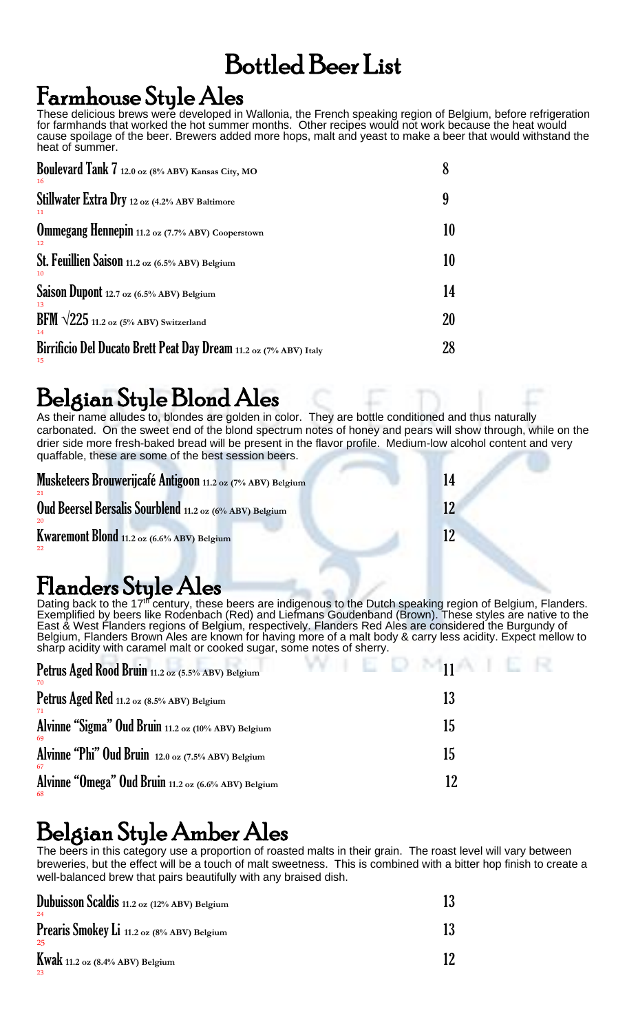# Bottled Beer List

## Farmhouse Style Ales

These delicious brews were developed in Wallonia, the French speaking region of Belgium, before refrigeration for farmhands that worked the hot summer months. Other recipes would not work because the heat would cause spoilage of the beer. Brewers added more hops, malt and yeast to make a beer that would withstand the heat of summer.

| Beer | Price |
|---|---|
| **Boulevard Tank 7** 12.0 oz (8% ABV) Kansas City, MO<br>16 | 8 |
| **Stillwater Extra Dry** 12 oz (4.2% ABV Baltimore<br>11 | 9 |
| **Ommegang Hennepin** 11.2 oz (7.7% ABV) Cooperstown<br>12 | 10 |
| **St. Feuillien Saison** 11.2 oz (6.5% ABV) Belgium<br>10 | 10 |
| **Saison Dupont** 12.7 oz (6.5% ABV) Belgium<br>13 | 14 |
| **BFM √225** 11.2 oz (5% ABV) Switzerland<br>14 | 20 |
| **Birrificio Del Ducato Brett Peat Day Dream** 11.2 oz (7% ABV) Italy<br>15 | 28 |

## Belgian Style Blond Ales

As their name alludes to, blondes are golden in color. They are bottle conditioned and thus naturally carbonated. On the sweet end of the blond spectrum notes of honey and pears will show through, while on the drier side more fresh-baked bread will be present in the flavor profile. Medium-low alcohol content and very quaffable, these are some of the best session beers.

| Beer | Price |
|---|---|
| **Musketeers Brouwerijcafé Antigoon** 11.2 oz (7% ABV) Belgium<br>21 | 14 |
| **Oud Beersel Bersalis Sourblend** 11.2 oz (6% ABV) Belgium<br>20 | 12 |
| **Kwaremont Blond** 11.2 oz (6.6% ABV) Belgium<br>22 | 12 |

## Flanders Style Ales

Dating back to the 17th century, these beers are indigenous to the Dutch speaking region of Belgium, Flanders. Exemplified by beers like Rodenbach (Red) and Liefmans Goudenband (Brown). These styles are native to the East & West Flanders regions of Belgium, respectively. Flanders Red Ales are considered the Burgundy of Belgium, Flanders Brown Ales are known for having more of a malt body & carry less acidity. Expect mellow to sharp acidity with caramel malt or cooked sugar, some notes of sherry.

| Beer | Price |
|---|---|
| **Petrus Aged Rood Bruin** 11.2 oz (5.5% ABV) Belgium<br>70 | 11 |
| **Petrus Aged Red** 11.2 oz (8.5% ABV) Belgium<br>71 | 13 |
| **Alvinne "Sigma" Oud Bruin** 11.2 oz (10% ABV) Belgium<br>69 | 15 |
| **Alvinne "Phi" Oud Bruin** 12.0 oz (7.5% ABV) Belgium<br>67 | 15 |
| **Alvinne "Omega" Oud Bruin** 11.2 oz (6.6% ABV) Belgium<br>68 | 12 |

## Belgian Style Amber Ales

The beers in this category use a proportion of roasted malts in their grain. The roast level will vary between breweries, but the effect will be a touch of malt sweetness. This is combined with a bitter hop finish to create a well-balanced brew that pairs beautifully with any braised dish.

| Beer | Price |
|---|---|
| **Dubuisson Scaldis** 11.2 oz (12% ABV) Belgium<br>24 | 13 |
| **Prearis Smokey Li** 11.2 oz (8% ABV) Belgium<br>25 | 13 |
| **Kwak** 11.2 oz (8.4% ABV) Belgium<br>23 | 12 |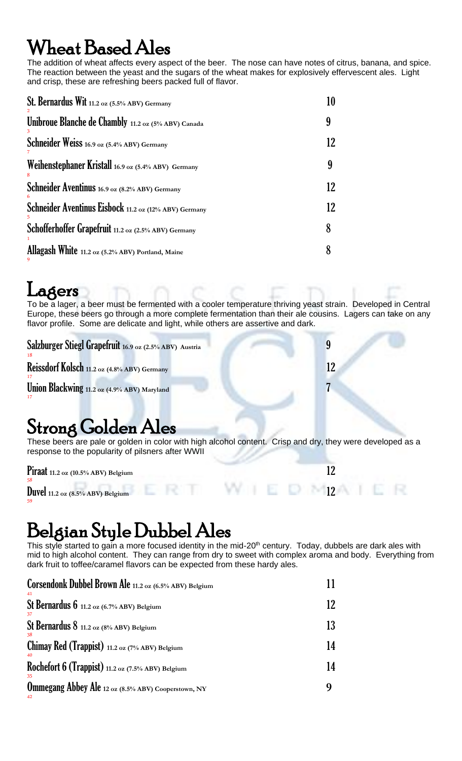# Wheat Based Ales

The addition of wheat affects every aspect of the beer. The nose can have notes of citrus, banana, and spice. The reaction between the yeast and the sugars of the wheat makes for explosively effervescent ales. Light and crisp, these are refreshing beers packed full of flavor.

| Beer | Price |
|---|---|
| **St. Bernardus Wit** 11.2 oz (5.5% ABV) Germany<br>2 | 10 |
| **Unibroue Blanche de Chambly** 11.2 oz (5% ABV) Canada<br>3 | 9 |
| **Schneider Weiss** 16.9 oz (5.4% ABV) Germany<br>7 | 12 |
| **Weihenstephaner Kristall** 16.9 oz (5.4% ABV) Germany<br>8 | 9 |
| **Schneider Aventinus** 16.9 oz (8.2% ABV) Germany<br>6 | 12 |
| **Schneider Aventinus Eisbock** 11.2 oz (12% ABV) Germany<br>5 | 12 |
| **Schofferhoffer Grapefruit** 11.2 oz (2.5% ABV) Germany<br>1 | 8 |
| **Allagash White** 11.2 oz (5.2% ABV) Portland, Maine<br>9 | 8 |

# Lagers

To be a lager, a beer must be fermented with a cooler temperature thriving yeast strain. Developed in Central Europe, these beers go through a more complete fermentation than their ale cousins. Lagers can take on any flavor profile. Some are delicate and light, while others are assertive and dark.

| Beer | Price |
|---|---|
| **Salzburger Stiegl Grapefruit** 16.9 oz (2.5% ABV) Austria<br>18 | 9 |
| **Reissdorf Kolsch** 11.2 oz (4.8% ABV) Germany<br>17 | 12 |
| **Union Blackwing** 11.2 oz (4.9% ABV) Maryland<br>17 | 7 |

# Strong Golden Ales

These beers are pale or golden in color with high alcohol content. Crisp and dry, they were developed as a response to the popularity of pilsners after WWII

| Beer | Price |
|---|---|
| **Piraat** 11.2 oz (10.5% ABV) Belgium<br>58 | 12 |
| **Duvel** 11.2 oz (8.5% ABV) Belgium<br>59 | 12 |

# Belgian Style Dubbel Ales

This style started to gain a more focused identity in the mid-20th century. Today, dubbels are dark ales with mid to high alcohol content. They can range from dry to sweet with complex aroma and body. Everything from dark fruit to toffee/caramel flavors can be expected from these hardy ales.

| Beer | Price |
|---|---|
| **Corsendonk Dubbel Brown Ale** 11.2 oz (6.5% ABV) Belgium<br>41 | 11 |
| **St Bernardus 6** 11.2 oz (6.7% ABV) Belgium<br>37 | 12 |
| **St Bernardus 8** 11.2 oz (8% ABV) Belgium<br>38 | 13 |
| **Chimay Red (Trappist)** 11.2 oz (7% ABV) Belgium<br>40 | 14 |
| **Rochefort 6 (Trappist)** 11.2 oz (7.5% ABV) Belgium<br>35 | 14 |
| **Ommegang Abbey Ale** 12 oz (8.5% ABV) Cooperstown, NY<br>42 | 9 |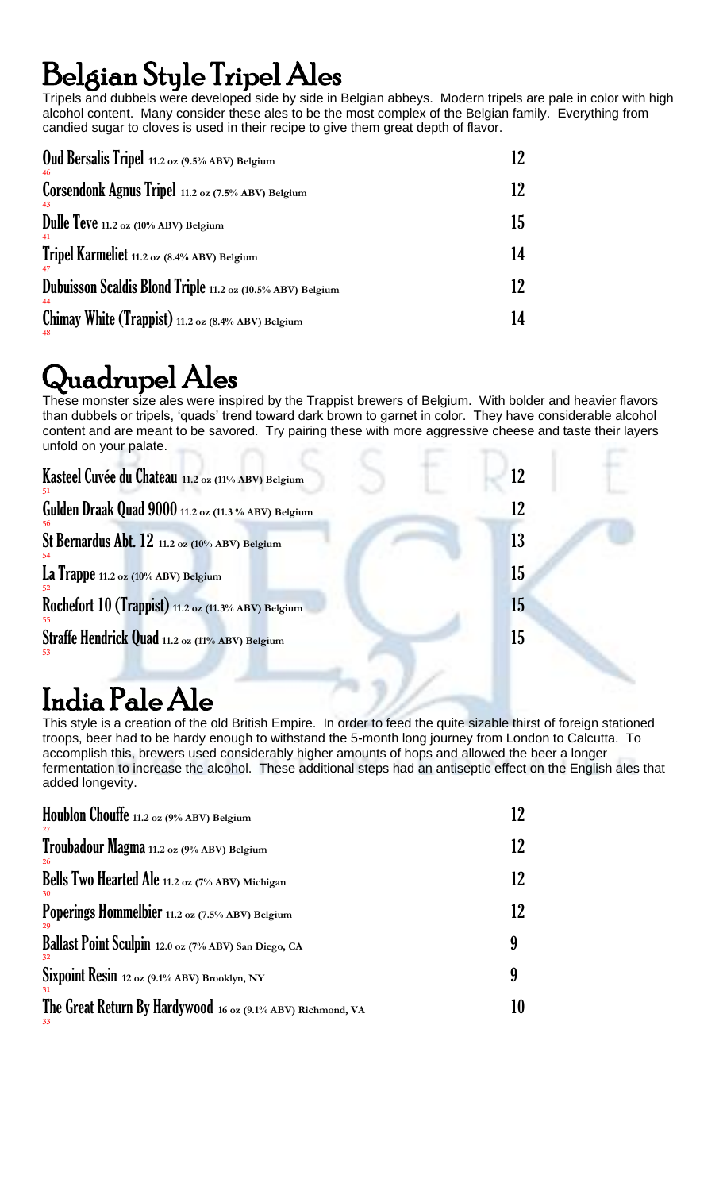# Belgian Style Tripel Ales

Tripels and dubbels were developed side by side in Belgian abbeys. Modern tripels are pale in color with high alcohol content. Many consider these ales to be the most complex of the Belgian family. Everything from candied sugar to cloves is used in their recipe to give them great depth of flavor.

| Beer | Price |
|---|---|
| **Oud Bersalis Tripel** 11.2 oz (9.5% ABV) Belgium<br>46 | 12 |
| **Corsendonk Agnus Tripel** 11.2 oz (7.5% ABV) Belgium<br>43 | 12 |
| **Dulle Teve** 11.2 oz (10% ABV) Belgium<br>41 | 15 |
| **Tripel Karmeliet** 11.2 oz (8.4% ABV) Belgium<br>47 | 14 |
| **Dubuisson Scaldis Blond Triple** 11.2 oz (10.5% ABV) Belgium<br>44 | 12 |
| **Chimay White (Trappist)** 11.2 oz (8.4% ABV) Belgium<br>48 | 14 |

# Quadrupel Ales

These monster size ales were inspired by the Trappist brewers of Belgium. With bolder and heavier flavors than dubbels or tripels, 'quads' trend toward dark brown to garnet in color. They have considerable alcohol content and are meant to be savored. Try pairing these with more aggressive cheese and taste their layers unfold on your palate.

| Beer | Price |
|---|---|
| **Kasteel Cuvée du Chateau** 11.2 oz (11% ABV) Belgium<br>51 | 12 |
| **Gulden Draak Quad 9000** 11.2 oz (11.3 % ABV) Belgium<br>56 | 12 |
| **St Bernardus Abt. 12** 11.2 oz (10% ABV) Belgium<br>54 | 13 |
| **La Trappe** 11.2 oz (10% ABV) Belgium<br>52 | 15 |
| **Rochefort 10 (Trappist)** 11.2 oz (11.3% ABV) Belgium<br>55 | 15 |
| **Straffe Hendrick Quad** 11.2 oz (11% ABV) Belgium<br>53 | 15 |

# India Pale Ale

This style is a creation of the old British Empire. In order to feed the quite sizable thirst of foreign stationed troops, beer had to be hardy enough to withstand the 5-month long journey from London to Calcutta. To accomplish this, brewers used considerably higher amounts of hops and allowed the beer a longer fermentation to increase the alcohol. These additional steps had an antiseptic effect on the English ales that added longevity.

| Beer | Price |
|---|---|
| **Houblon Chouffe** 11.2 oz (9% ABV) Belgium<br>27 | 12 |
| **Troubadour Magma** 11.2 oz (9% ABV) Belgium<br>26 | 12 |
| **Bells Two Hearted Ale** 11.2 oz (7% ABV) Michigan<br>30 | 12 |
| **Poperings Hommelbier** 11.2 oz (7.5% ABV) Belgium<br>29 | 12 |
| **Ballast Point Sculpin** 12.0 oz (7% ABV) San Diego, CA<br>32 | 9 |
| **Sixpoint Resin** 12 oz (9.1% ABV) Brooklyn, NY<br>31 | 9 |
| **The Great Return By Hardywood** 16 oz (9.1% ABV) Richmond, VA<br>33 | 10 |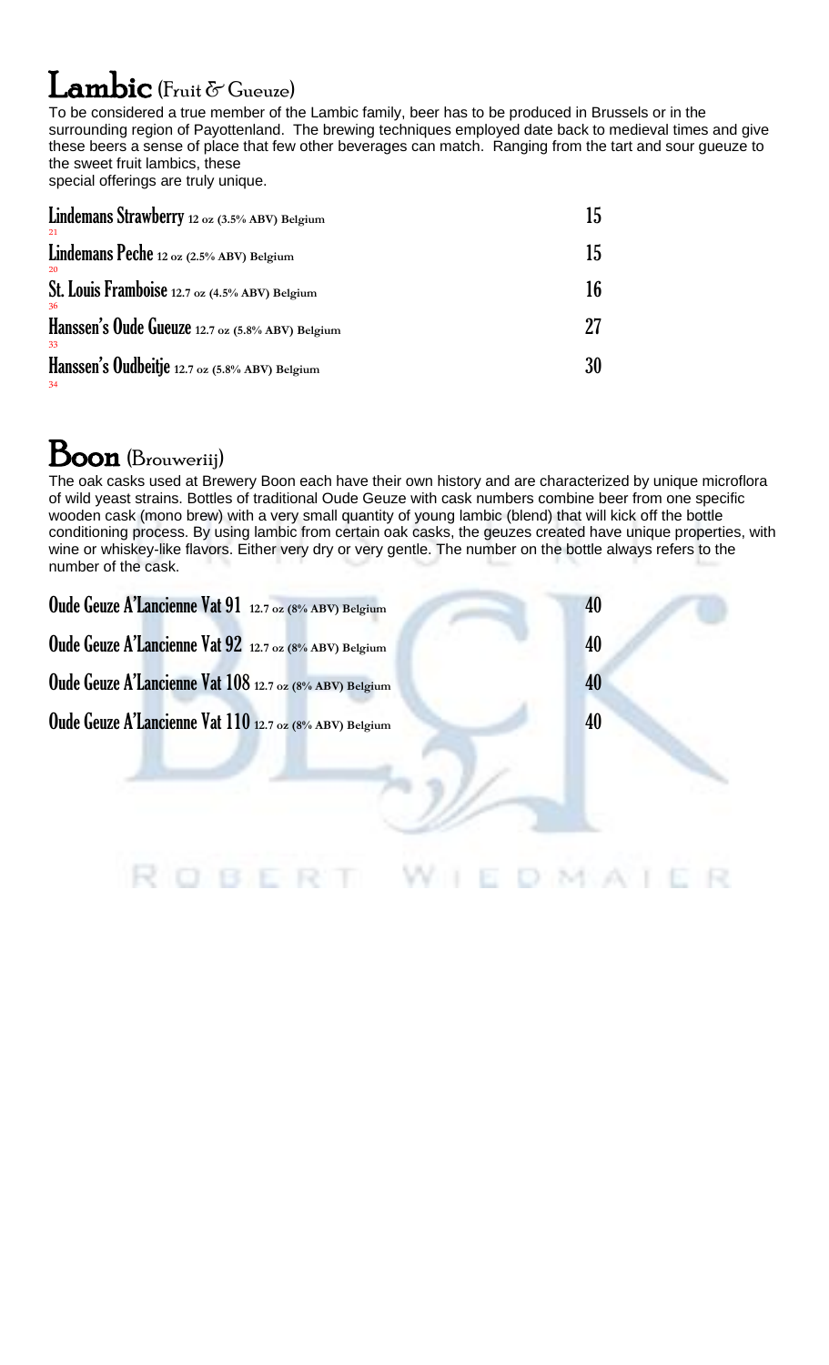# Lambic (Fruit & Gueuze)

To be considered a true member of the Lambic family, beer has to be produced in Brussels or in the surrounding region of Payottenland. The brewing techniques employed date back to medieval times and give these beers a sense of place that few other beverages can match. Ranging from the tart and sour gueuze to the sweet fruit lambics, these
special offerings are truly unique.

| | |
|---|---|
| **Lindemans Strawberry** 12 oz (3.5% ABV) Belgium<br>21 | 15 |
| **Lindemans Peche** 12 oz (2.5% ABV) Belgium<br>20 | 15 |
| **St. Louis Framboise** 12.7 oz (4.5% ABV) Belgium<br>36 | 16 |
| **Hanssen's Oude Gueuze** 12.7 oz (5.8% ABV) Belgium<br>33 | 27 |
| **Hanssen's Oudbeitje** 12.7 oz (5.8% ABV) Belgium<br>34 | 30 |

# Boon (Brouweriij)

The oak casks used at Brewery Boon each have their own history and are characterized by unique microflora of wild yeast strains. Bottles of traditional Oude Geuze with cask numbers combine beer from one specific wooden cask (mono brew) with a very small quantity of young lambic (blend) that will kick off the bottle conditioning process. By using lambic from certain oak casks, the geuzes created have unique properties, with wine or whiskey-like flavors. Either very dry or very gentle. The number on the bottle always refers to the number of the cask.

| | |
|---|---|
| **Oude Geuze A'Lancienne Vat 91** 12.7 oz (8% ABV) Belgium | 40 |
| **Oude Geuze A'Lancienne Vat 92** 12.7 oz (8% ABV) Belgium | 40 |
| **Oude Geuze A'Lancienne Vat 108** 12.7 oz (8% ABV) Belgium | 40 |
| **Oude Geuze A'Lancienne Vat 110** 12.7 oz (8% ABV) Belgium | 40 |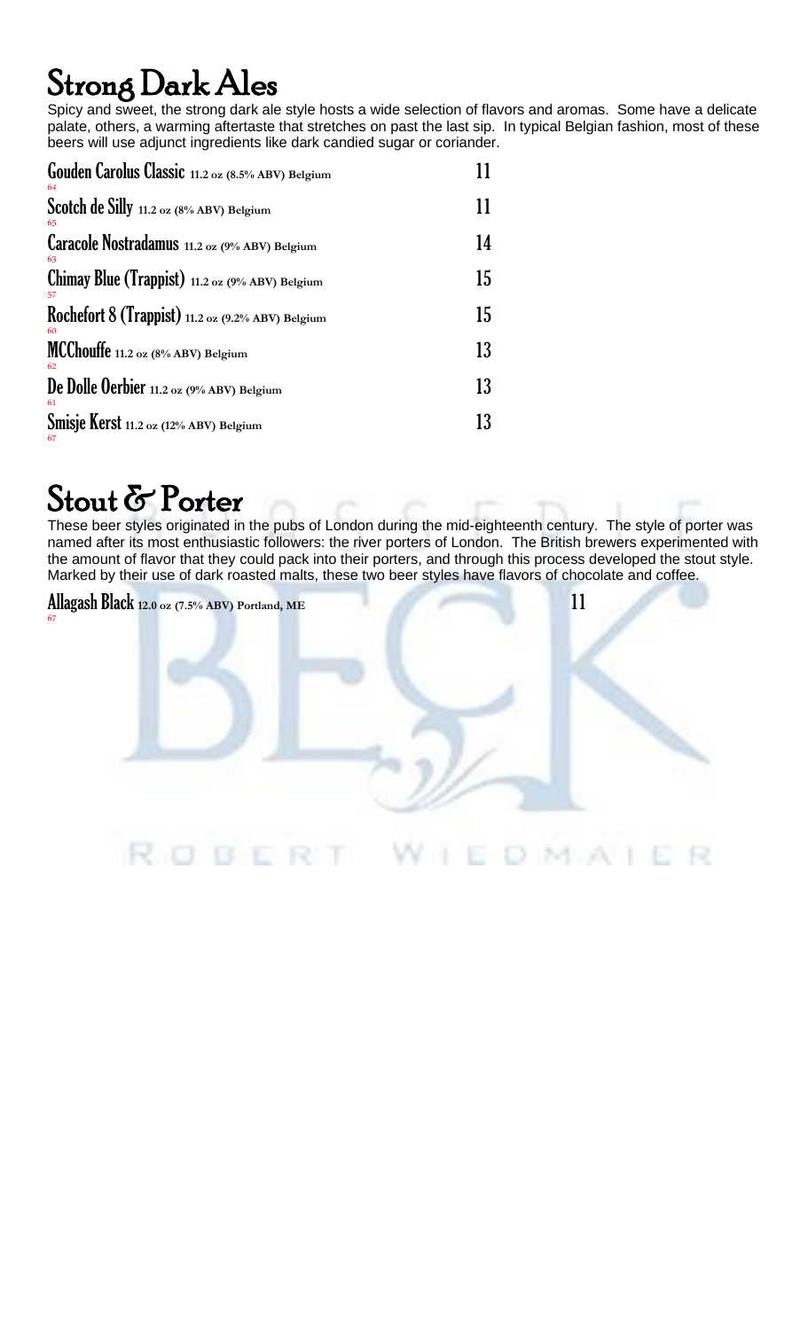## Strong Dark Ales

Spicy and sweet, the strong dark ale style hosts a wide selection of flavors and aromas. Some have a delicate palate, others, a warming aftertaste that stretches on past the last sip. In typical Belgian fashion, most of these beers will use adjunct ingredients like dark candied sugar or coriander.

| | |
|---|---|
| **Gouden Carolus Classic** 11.2 oz (8.5% ABV) Belgium<br>64 | 11 |
| **Scotch de Silly** 11.2 oz (8% ABV) Belgium<br>65 | 11 |
| **Caracole Nostradamus** 11.2 oz (9% ABV) Belgium<br>63 | 14 |
| **Chimay Blue (Trappist)** 11.2 oz (9% ABV) Belgium<br>57 | 15 |
| **Rochefort 8 (Trappist)** 11.2 oz (9.2% ABV) Belgium<br>60 | 15 |
| **MCChouffe** 11.2 oz (8% ABV) Belgium<br>62 | 13 |
| **De Dolle Oerbier** 11.2 oz (9% ABV) Belgium<br>61 | 13 |
| **Smisje Kerst** 11.2 oz (12% ABV) Belgium<br>67 | 13 |

## Stout & Porter

These beer styles originated in the pubs of London during the mid-eighteenth century. The style of porter was named after its most enthusiastic followers: the river porters of London. The British brewers experimented with the amount of flavor that they could pack into their porters, and through this process developed the stout style. Marked by their use of dark roasted malts, these two beer styles have flavors of chocolate and coffee.

| | |
|---|---|
| **Allagash Black** 12.0 oz (7.5% ABV) Portland, ME<br>67 | 11 |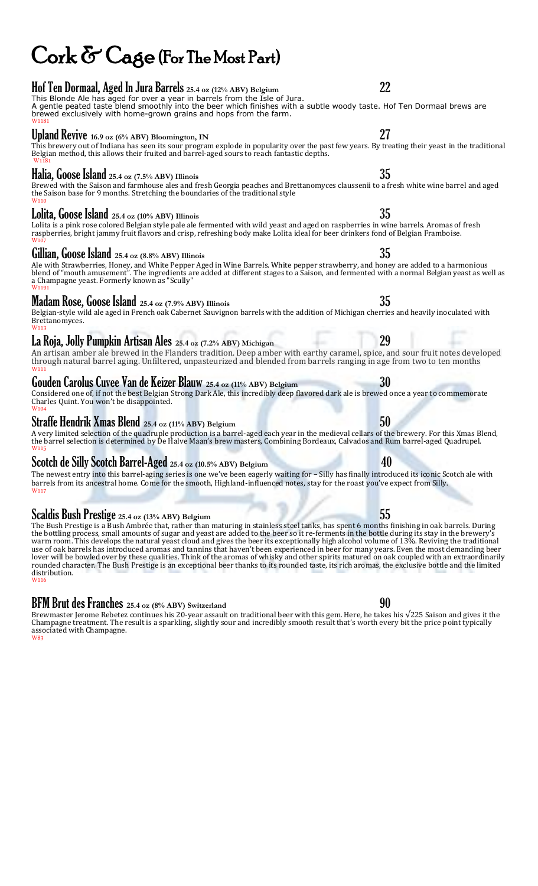# Cork & Cage (For The Most Part)

## Hof Ten Dormaal, Aged In Jura Barrels 25.4 oz (12% ABV) Belgium — 22

This Blonde Ale has aged for over a year in barrels from the Isle of Jura.
A gentle peated taste blend smoothly into the beer which finishes with a subtle woody taste. Hof Ten Dormaal brews are brewed exclusively with home-grown grains and hops from the farm.
W1181

## Upland Revive 16.9 oz (6% ABV) Bloomington, IN — 27

This brewery out of Indiana has seen its sour program explode in popularity over the past few years. By treating their yeast in the traditional Belgian method, this allows their fruited and barrel-aged sours to reach fantastic depths.
W1181

## Halia, Goose Island 25.4 oz (7.5% ABV) Illinois — 35

Brewed with the Saison and farmhouse ales and fresh Georgia peaches and Brettanomyces claussenii to a fresh white wine barrel and aged the Saison base for 9 months. Stretching the boundaries of the traditional style
W110

## Lolita, Goose Island 25.4 oz (10% ABV) Illinois — 35

Lolita is a pink rose colored Belgian style pale ale fermented with wild yeast and aged on raspberries in wine barrels. Aromas of fresh raspberries, bright jammy fruit flavors and crisp, refreshing body make Lolita ideal for beer drinkers fond of Belgian Framboise.
W107

## Gillian, Goose Island 25.4 oz (8.8% ABV) Illinois — 35

Ale with Strawberries, Honey, and White Pepper Aged in Wine Barrels. White pepper strawberry, and honey are added to a harmonious blend of "mouth amusement". The ingredients are added at different stages to a Saison, and fermented with a normal Belgian yeast as well as a Champagne yeast. Formerly known as "Scully"
W1191

## Madam Rose, Goose Island 25.4 oz (7.9% ABV) Illinois — 35

Belgian-style wild ale aged in French oak Cabernet Sauvignon barrels with the addition of Michigan cherries and heavily inoculated with Brettanomyces.
W113

## La Roja, Jolly Pumpkin Artisan Ales 25.4 oz (7.2% ABV) Michigan — 29

An artisan amber ale brewed in the Flanders tradition. Deep amber with earthy caramel, spice, and sour fruit notes developed through natural barrel aging. Unfiltered, unpasteurized and blended from barrels ranging in age from two to ten months
W111

## Gouden Carolus Cuvee Van de Keizer Blauw 25.4 oz (11% ABV) Belgium — 30

Considered one of, if not the best Belgian Strong Dark Ale, this incredibly deep flavored dark ale is brewed once a year to commemorate Charles Quint. You won't be disappointed.
W104

## Straffe Hendrik Xmas Blend 25.4 oz (11% ABV) Belgium — 50

A very limited selection of the quadruple production is a barrel-aged each year in the medieval cellars of the brewery. For this Xmas Blend, the barrel selection is determined by De Halve Maan's brew masters, Combining Bordeaux, Calvados and Rum barrel-aged Quadrupel.
W115

## Scotch de Silly Scotch Barrel-Aged 25.4 oz (10.5% ABV) Belgium — 40

The newest entry into this barrel-aging series is one we've been eagerly waiting for – Silly has finally introduced its iconic Scotch ale with barrels from its ancestral home. Come for the smooth, Highland-influenced notes, stay for the roast you've expect from Silly.
W117

## Scaldis Bush Prestige 25.4 oz (13% ABV) Belgium — 55

The Bush Prestige is a Bush Ambrée that, rather than maturing in stainless steel tanks, has spent 6 months finishing in oak barrels. During the bottling process, small amounts of sugar and yeast are added to the beer so it re-ferments in the bottle during its stay in the brewery's warm room. This develops the natural yeast cloud and gives the beer its exceptionally high alcohol volume of 13%. Reviving the traditional use of oak barrels has introduced aromas and tannins that haven't been experienced in beer for many years. Even the most demanding beer lover will be bowled over by these qualities. Think of the aromas of whisky and other spirits matured on oak coupled with an extraordinarily rounded character. The Bush Prestige is an exceptional beer thanks to its rounded taste, its rich aromas, the exclusive bottle and the limited distribution.
W116

## BFM Brut des Franches 25.4 oz (8% ABV) Switzerland — 90

Brewmaster Jerome Rebetez continues his 20-year assault on traditional beer with this gem. Here, he takes his √225 Saison and gives it the Champagne treatment. The result is a sparkling, slightly sour and incredibly smooth result that's worth every bit the price point typically associated with Champagne.
W83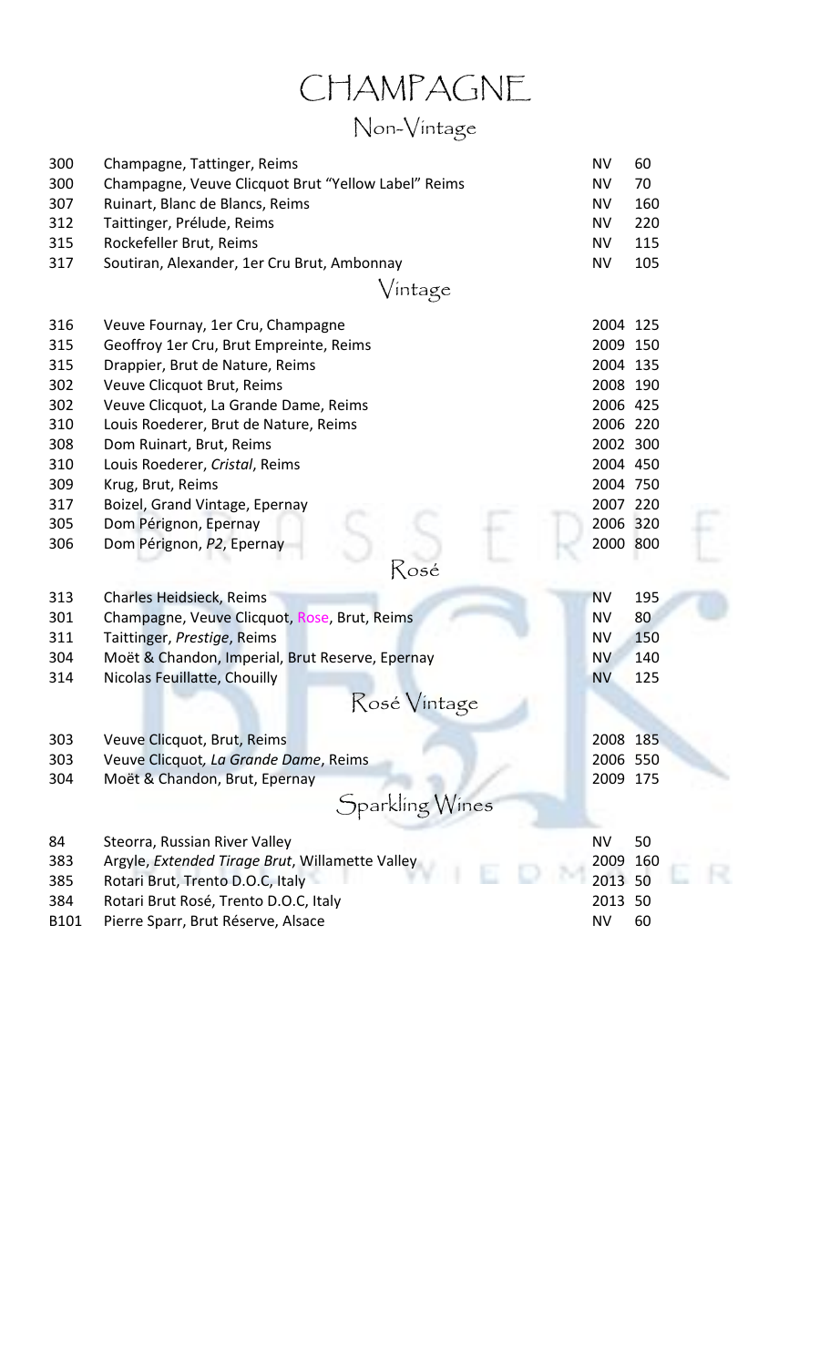# CHAMPAGNE

## Non-Vintage

| Bin | Wine | Vintage | Price |
|---|---|---|---|
| 300 | Champagne, Tattinger, Reims | NV | 60 |
| 300 | Champagne, Veuve Clicquot Brut "Yellow Label" Reims | NV | 70 |
| 307 | Ruinart, Blanc de Blancs, Reims | NV | 160 |
| 312 | Taittinger, Prélude, Reims | NV | 220 |
| 315 | Rockefeller Brut, Reims | NV | 115 |
| 317 | Soutiran, Alexander, 1er Cru Brut, Ambonnay | NV | 105 |

## Vintage

| Bin | Wine | Vintage | Price |
|---|---|---|---|
| 316 | Veuve Fournay, 1er Cru, Champagne | 2004 | 125 |
| 315 | Geoffroy 1er Cru, Brut Empreinte, Reims | 2009 | 150 |
| 315 | Drappier, Brut de Nature, Reims | 2004 | 135 |
| 302 | Veuve Clicquot Brut, Reims | 2008 | 190 |
| 302 | Veuve Clicquot, La Grande Dame, Reims | 2006 | 425 |
| 310 | Louis Roederer, Brut de Nature, Reims | 2006 | 220 |
| 308 | Dom Ruinart, Brut, Reims | 2002 | 300 |
| 310 | Louis Roederer, *Cristal*, Reims | 2004 | 450 |
| 309 | Krug, Brut, Reims | 2004 | 750 |
| 317 | Boizel, Grand Vintage, Epernay | 2007 | 220 |
| 305 | Dom Pérignon, Epernay | 2006 | 320 |
| 306 | Dom Pérignon, *P2*, Epernay | 2000 | 800 |

## Rosé

| Bin | Wine | Vintage | Price |
|---|---|---|---|
| 313 | Charles Heidsieck, Reims | NV | 195 |
| 301 | Champagne, Veuve Clicquot, Rose, Brut, Reims | NV | 80 |
| 311 | Taittinger, *Prestige*, Reims | NV | 150 |
| 304 | Moët & Chandon, Imperial, Brut Reserve, Epernay | NV | 140 |
| 314 | Nicolas Feuillatte, Chouilly | NV | 125 |

## Rosé Vintage

| Bin | Wine | Vintage | Price |
|---|---|---|---|
| 303 | Veuve Clicquot, Brut, Reims | 2008 | 185 |
| 303 | Veuve Clicquot, *La Grande Dame*, Reims | 2006 | 550 |
| 304 | Moët & Chandon, Brut, Epernay | 2009 | 175 |

## Sparkling Wines

| Bin | Wine | Vintage | Price |
|---|---|---|---|
| 84 | Steorra, Russian River Valley | NV | 50 |
| 383 | Argyle, *Extended Tirage Brut*, Willamette Valley | 2009 | 160 |
| 385 | Rotari Brut, Trento D.O.C, Italy | 2013 | 50 |
| 384 | Rotari Brut Rosé, Trento D.O.C, Italy | 2013 | 50 |
| B101 | Pierre Sparr, Brut Réserve, Alsace | NV | 60 |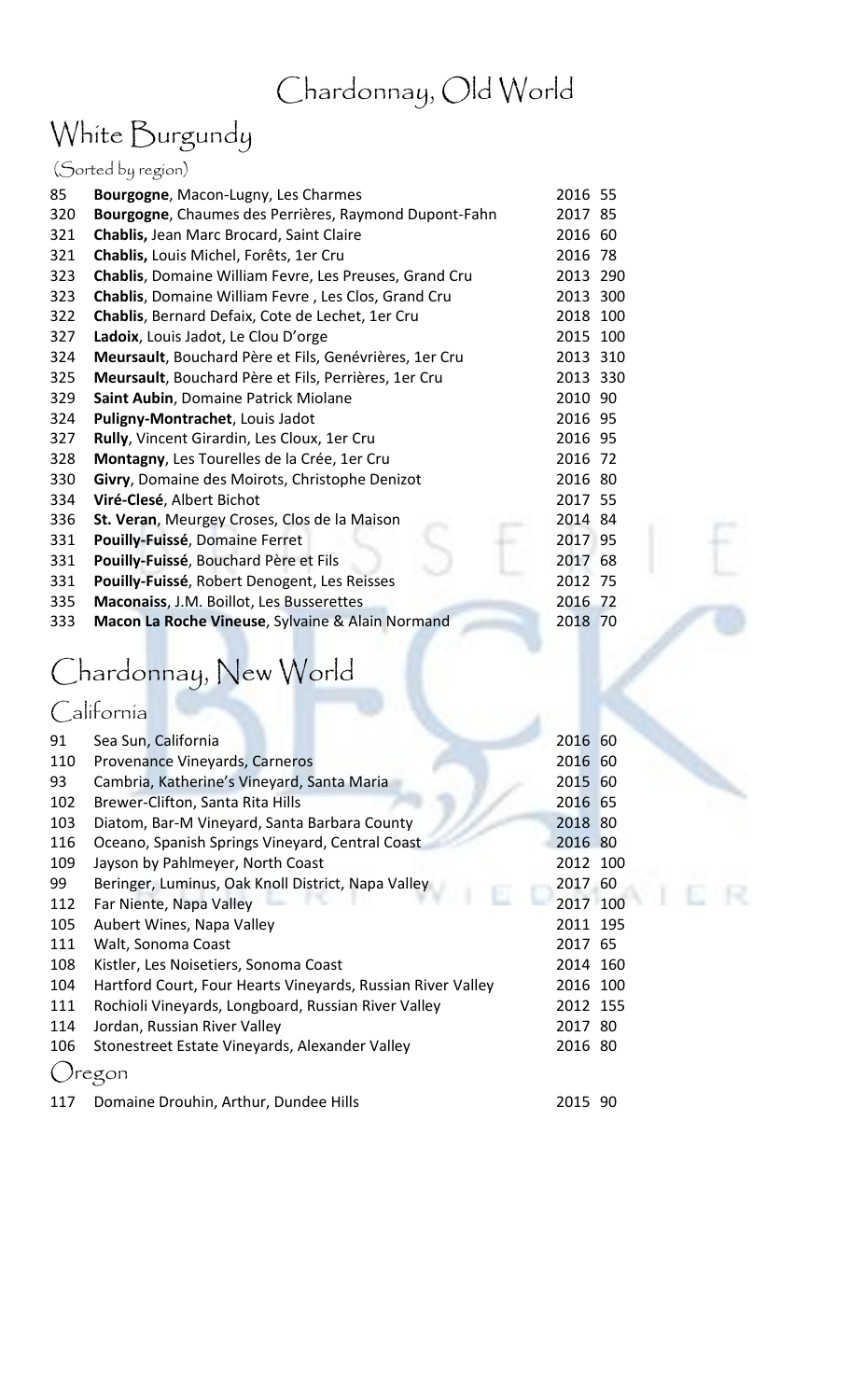# Chardonnay, Old World

## White Burgundy

(Sorted by region)

| | | | |
|---|---|---|---|
| 85 | **Bourgogne**, Macon-Lugny, Les Charmes | 2016 | 55 |
| 320 | **Bourgogne**, Chaumes des Perrières, Raymond Dupont-Fahn | 2017 | 85 |
| 321 | **Chablis,** Jean Marc Brocard, Saint Claire | 2016 | 60 |
| 321 | **Chablis,** Louis Michel, Forêts, 1er Cru | 2016 | 78 |
| 323 | **Chablis**, Domaine William Fevre, Les Preuses, Grand Cru | 2013 | 290 |
| 323 | **Chablis**, Domaine William Fevre , Les Clos, Grand Cru | 2013 | 300 |
| 322 | **Chablis**, Bernard Defaix, Cote de Lechet, 1er Cru | 2018 | 100 |
| 327 | **Ladoix**, Louis Jadot, Le Clou D'orge | 2015 | 100 |
| 324 | **Meursault**, Bouchard Père et Fils, Genévrières, 1er Cru | 2013 | 310 |
| 325 | **Meursault**, Bouchard Père et Fils, Perrières, 1er Cru | 2013 | 330 |
| 329 | **Saint Aubin**, Domaine Patrick Miolane | 2010 | 90 |
| 324 | **Puligny-Montrachet**, Louis Jadot | 2016 | 95 |
| 327 | **Rully**, Vincent Girardin, Les Cloux, 1er Cru | 2016 | 95 |
| 328 | **Montagny**, Les Tourelles de la Crée, 1er Cru | 2016 | 72 |
| 330 | **Givry**, Domaine des Moirots, Christophe Denizot | 2016 | 80 |
| 334 | **Viré-Clesé**, Albert Bichot | 2017 | 55 |
| 336 | **St. Veran**, Meurgey Croses, Clos de la Maison | 2014 | 84 |
| 331 | **Pouilly-Fuissé**, Domaine Ferret | 2017 | 95 |
| 331 | **Pouilly-Fuissé**, Bouchard Père et Fils | 2017 | 68 |
| 331 | **Pouilly-Fuissé**, Robert Denogent, Les Reisses | 2012 | 75 |
| 335 | **Maconaiss**, J.M. Boillot, Les Busserettes | 2016 | 72 |
| 333 | **Macon La Roche Vineuse**, Sylvaine & Alain Normand | 2018 | 70 |

# Chardonnay, New World

## California

| | | | |
|---|---|---|---|
| 91 | Sea Sun, California | 2016 | 60 |
| 110 | Provenance Vineyards, Carneros | 2016 | 60 |
| 93 | Cambria, Katherine's Vineyard, Santa Maria | 2015 | 60 |
| 102 | Brewer-Clifton, Santa Rita Hills | 2016 | 65 |
| 103 | Diatom, Bar-M Vineyard, Santa Barbara County | 2018 | 80 |
| 116 | Oceano, Spanish Springs Vineyard, Central Coast | 2016 | 80 |
| 109 | Jayson by Pahlmeyer, North Coast | 2012 | 100 |
| 99 | Beringer, Luminus, Oak Knoll District, Napa Valley | 2017 | 60 |
| 112 | Far Niente, Napa Valley | 2017 | 100 |
| 105 | Aubert Wines, Napa Valley | 2011 | 195 |
| 111 | Walt, Sonoma Coast | 2017 | 65 |
| 108 | Kistler, Les Noisetiers, Sonoma Coast | 2014 | 160 |
| 104 | Hartford Court, Four Hearts Vineyards, Russian River Valley | 2016 | 100 |
| 111 | Rochioli Vineyards, Longboard, Russian River Valley | 2012 | 155 |
| 114 | Jordan, Russian River Valley | 2017 | 80 |
| 106 | Stonestreet Estate Vineyards, Alexander Valley | 2016 | 80 |

## Oregon

| | | | |
|---|---|---|---|
| 117 | Domaine Drouhin, Arthur, Dundee Hills | 2015 | 90 |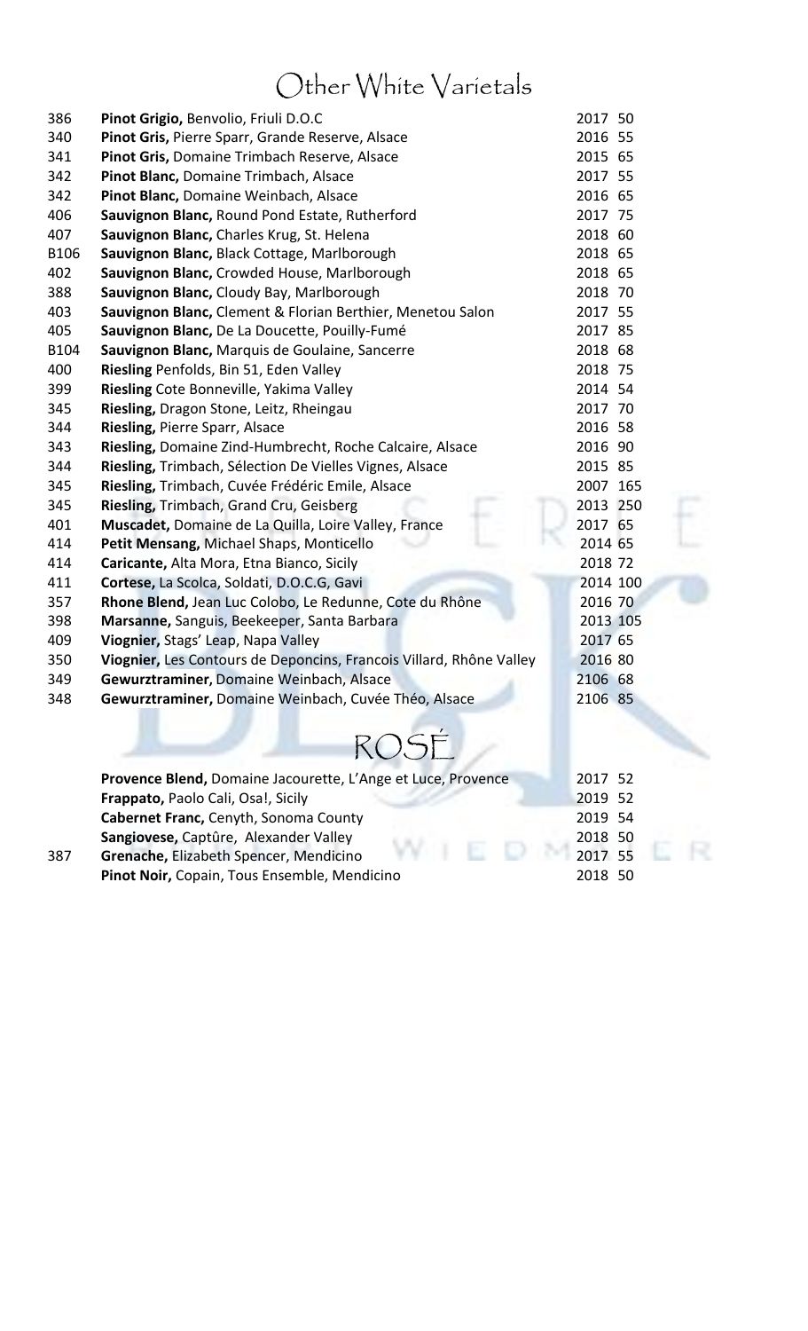# Other White Varietals

| | | | |
|---|---|---|---|
| 386 | **Pinot Grigio,** Benvolio, Friuli D.O.C | 2017 | 50 |
| 340 | **Pinot Gris,** Pierre Sparr, Grande Reserve, Alsace | 2016 | 55 |
| 341 | **Pinot Gris,** Domaine Trimbach Reserve, Alsace | 2015 | 65 |
| 342 | **Pinot Blanc,** Domaine Trimbach, Alsace | 2017 | 55 |
| 342 | **Pinot Blanc,** Domaine Weinbach, Alsace | 2016 | 65 |
| 406 | **Sauvignon Blanc,** Round Pond Estate, Rutherford | 2017 | 75 |
| 407 | **Sauvignon Blanc,** Charles Krug, St. Helena | 2018 | 60 |
| B106 | **Sauvignon Blanc,** Black Cottage, Marlborough | 2018 | 65 |
| 402 | **Sauvignon Blanc,** Crowded House, Marlborough | 2018 | 65 |
| 388 | **Sauvignon Blanc,** Cloudy Bay, Marlborough | 2018 | 70 |
| 403 | **Sauvignon Blanc,** Clement & Florian Berthier, Menetou Salon | 2017 | 55 |
| 405 | **Sauvignon Blanc,** De La Doucette, Pouilly-Fumé | 2017 | 85 |
| B104 | **Sauvignon Blanc,** Marquis de Goulaine, Sancerre | 2018 | 68 |
| 400 | **Riesling** Penfolds, Bin 51, Eden Valley | 2018 | 75 |
| 399 | **Riesling** Cote Bonneville, Yakima Valley | 2014 | 54 |
| 345 | **Riesling,** Dragon Stone, Leitz, Rheingau | 2017 | 70 |
| 344 | **Riesling,** Pierre Sparr, Alsace | 2016 | 58 |
| 343 | **Riesling,** Domaine Zind-Humbrecht, Roche Calcaire, Alsace | 2016 | 90 |
| 344 | **Riesling,** Trimbach, Sélection De Vielles Vignes, Alsace | 2015 | 85 |
| 345 | **Riesling,** Trimbach, Cuvée Frédéric Emile, Alsace | 2007 | 165 |
| 345 | **Riesling,** Trimbach, Grand Cru, Geisberg | 2013 | 250 |
| 401 | **Muscadet,** Domaine de La Quilla, Loire Valley, France | 2017 | 65 |
| 414 | **Petit Mensang,** Michael Shaps, Monticello | 2014 | 65 |
| 414 | **Caricante,** Alta Mora, Etna Bianco, Sicily | 2018 | 72 |
| 411 | **Cortese,** La Scolca, Soldati, D.O.C.G, Gavi | 2014 | 100 |
| 357 | **Rhone Blend,** Jean Luc Colobo, Le Redunne, Cote du Rhône | 2016 | 70 |
| 398 | **Marsanne,** Sanguis, Beekeeper, Santa Barbara | 2013 | 105 |
| 409 | **Viognier,** Stags' Leap, Napa Valley | 2017 | 65 |
| 350 | **Viognier,** Les Contours de Deponcins, Francois Villard, Rhône Valley | 2016 | 80 |
| 349 | **Gewurztraminer,** Domaine Weinbach, Alsace | 2106 | 68 |
| 348 | **Gewurztraminer,** Domaine Weinbach, Cuvée Théo, Alsace | 2106 | 85 |

# ROSÉ

| | | | |
|---|---|---|---|
| | **Provence Blend,** Domaine Jacourette, L'Ange et Luce, Provence | 2017 | 52 |
| | **Frappato,** Paolo Cali, Osa!, Sicily | 2019 | 52 |
| | **Cabernet Franc,** Cenyth, Sonoma County | 2019 | 54 |
| | **Sangiovese,** Captûre, Alexander Valley | 2018 | 50 |
| 387 | **Grenache,** Elizabeth Spencer, Mendicino | 2017 | 55 |
| | **Pinot Noir,** Copain, Tous Ensemble, Mendicino | 2018 | 50 |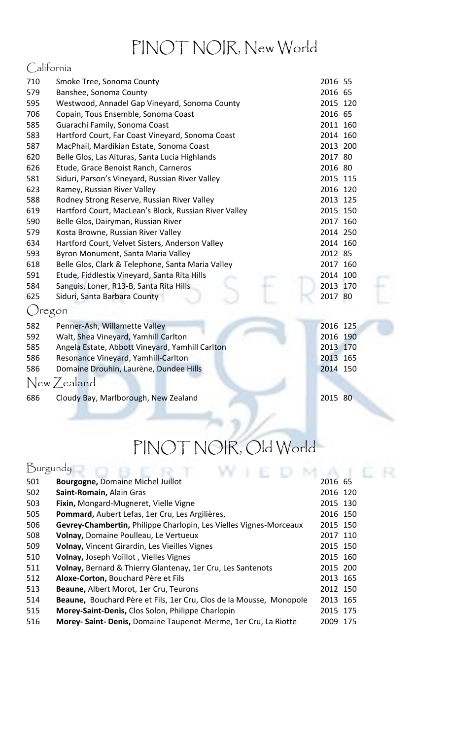# PINOT NOIR, New World

## California

| | | | |
|---|---|---|---|
| 710 | Smoke Tree, Sonoma County | 2016 | 55 |
| 579 | Banshee, Sonoma County | 2016 | 65 |
| 595 | Westwood, Annadel Gap Vineyard, Sonoma County | 2015 | 120 |
| 706 | Copain, Tous Ensemble, Sonoma Coast | 2016 | 65 |
| 585 | Guarachi Family, Sonoma Coast | 2011 | 160 |
| 583 | Hartford Court, Far Coast Vineyard, Sonoma Coast | 2014 | 160 |
| 587 | MacPhail, Mardikian Estate, Sonoma Coast | 2013 | 200 |
| 620 | Belle Glos, Las Alturas, Santa Lucia Highlands | 2017 | 80 |
| 626 | Etude, Grace Benoist Ranch, Carneros | 2016 | 80 |
| 581 | Siduri, Parson's Vineyard, Russian River Valley | 2015 | 115 |
| 623 | Ramey, Russian River Valley | 2016 | 120 |
| 588 | Rodney Strong Reserve, Russian River Valley | 2013 | 125 |
| 619 | Hartford Court, MacLean's Block, Russian River Valley | 2015 | 150 |
| 590 | Belle Glos, Dairyman, Russian River | 2017 | 160 |
| 579 | Kosta Browne, Russian River Valley | 2014 | 250 |
| 634 | Hartford Court, Velvet Sisters, Anderson Valley | 2014 | 160 |
| 593 | Byron Monument, Santa Maria Valley | 2012 | 85 |
| 618 | Belle Glos, Clark & Telephone, Santa Maria Valley | 2017 | 160 |
| 591 | Etude, Fiddlestix Vineyard, Santa Rita Hills | 2014 | 100 |
| 584 | Sanguis, Loner, R13-B, Santa Rita Hills | 2013 | 170 |
| 625 | Siduri, Santa Barbara County | 2017 | 80 |

## Oregon

| | | | |
|---|---|---|---|
| 582 | Penner-Ash, Willamette Valley | 2016 | 125 |
| 592 | Walt, Shea Vineyard, Yamhill Carlton | 2016 | 190 |
| 585 | Angela Estate, Abbott Vineyard, Yamhill Carlton | 2013 | 170 |
| 586 | Resonance Vineyard, Yamhill-Carlton | 2013 | 165 |
| 586 | Domaine Drouhin, Laurène, Dundee Hills | 2014 | 150 |

## New Zealand

| | | | |
|---|---|---|---|
| 686 | Cloudy Bay, Marlborough, New Zealand | 2015 | 80 |

# PINOT NOIR, Old World

## Burgundy

| | | | |
|---|---|---|---|
| 501 | **Bourgogne,** Domaine Michel Juillot | 2016 | 65 |
| 502 | **Saint-Romain,** Alain Gras | 2016 | 120 |
| 503 | **Fixin,** Mongard-Mugneret, Vielle Vigne | 2015 | 130 |
| 505 | **Pommard,** Aubert Lefas, 1er Cru, Les Argilières, | 2016 | 150 |
| 506 | **Gevrey-Chambertin,** Philippe Charlopin, Les Vielles Vignes-Morceaux | 2015 | 150 |
| 508 | **Volnay,** Domaine Poulleau, Le Vertueux | 2017 | 110 |
| 509 | **Volnay,** Vincent Girardin, Les Vieilles Vignes | 2015 | 150 |
| 510 | **Volnay,** Joseph Voillot , Vielles Vignes | 2015 | 160 |
| 511 | **Volnay,** Bernard & Thierry Glantenay, 1er Cru, Les Santenots | 2015 | 200 |
| 512 | **Aloxe-Corton,** Bouchard Père et Fils | 2013 | 165 |
| 513 | **Beaune,** Albert Morot, 1er Cru, Teurons | 2012 | 150 |
| 514 | **Beaune,** Bouchard Père et Fils, 1er Cru, Clos de la Mousse, Monopole | 2013 | 165 |
| 515 | **Morey-Saint-Denis,** Clos Solon, Philippe Charlopin | 2015 | 175 |
| 516 | **Morey- Saint- Denis,** Domaine Taupenot-Merme, 1er Cru, La Riotte | 2009 | 175 |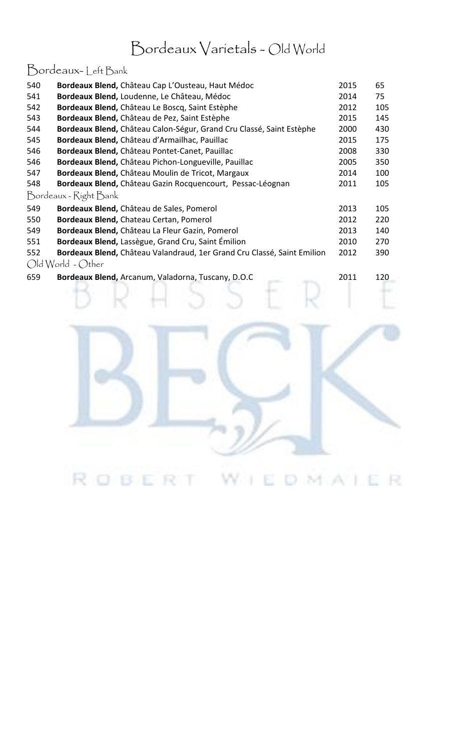# Bordeaux Varietals - Old World

## Bordeaux- Left Bank

| | | | |
|---|---|---|---|
| 540 | **Bordeaux Blend,** Château Cap L'Ousteau, Haut Médoc | 2015 | 65 |
| 541 | **Bordeaux Blend,** Loudenne, Le Château, Médoc | 2014 | 75 |
| 542 | **Bordeaux Blend,** Château Le Boscq, Saint Estèphe | 2012 | 105 |
| 543 | **Bordeaux Blend,** Château de Pez, Saint Estèphe | 2015 | 145 |
| 544 | **Bordeaux Blend,** Château Calon-Ségur, Grand Cru Classé, Saint Estèphe | 2000 | 430 |
| 545 | **Bordeaux Blend,** Château d'Armailhac, Pauillac | 2015 | 175 |
| 546 | **Bordeaux Blend,** Château Pontet-Canet, Pauillac | 2008 | 330 |
| 546 | **Bordeaux Blend,** Château Pichon-Longueville, Pauillac | 2005 | 350 |
| 547 | **Bordeaux Blend,** Château Moulin de Tricot, Margaux | 2014 | 100 |
| 548 | **Bordeaux Blend,** Château Gazin Rocquencourt, Pessac-Léognan | 2011 | 105 |

## Bordeaux - Right Bank

| | | | |
|---|---|---|---|
| 549 | **Bordeaux Blend,** Château de Sales, Pomerol | 2013 | 105 |
| 550 | **Bordeaux Blend,** Chateau Certan, Pomerol | 2012 | 220 |
| 549 | **Bordeaux Blend,** Château La Fleur Gazin, Pomerol | 2013 | 140 |
| 551 | **Bordeaux Blend,** Lassègue, Grand Cru, Saint Émilion | 2010 | 270 |
| 552 | **Bordeaux Blend,** Château Valandraud, 1er Grand Cru Classé, Saint Emilion | 2012 | 390 |

## Old World - Other

| | | | |
|---|---|---|---|
| 659 | **Bordeaux Blend,** Arcanum, Valadorna, Tuscany, D.O.C | 2011 | 120 |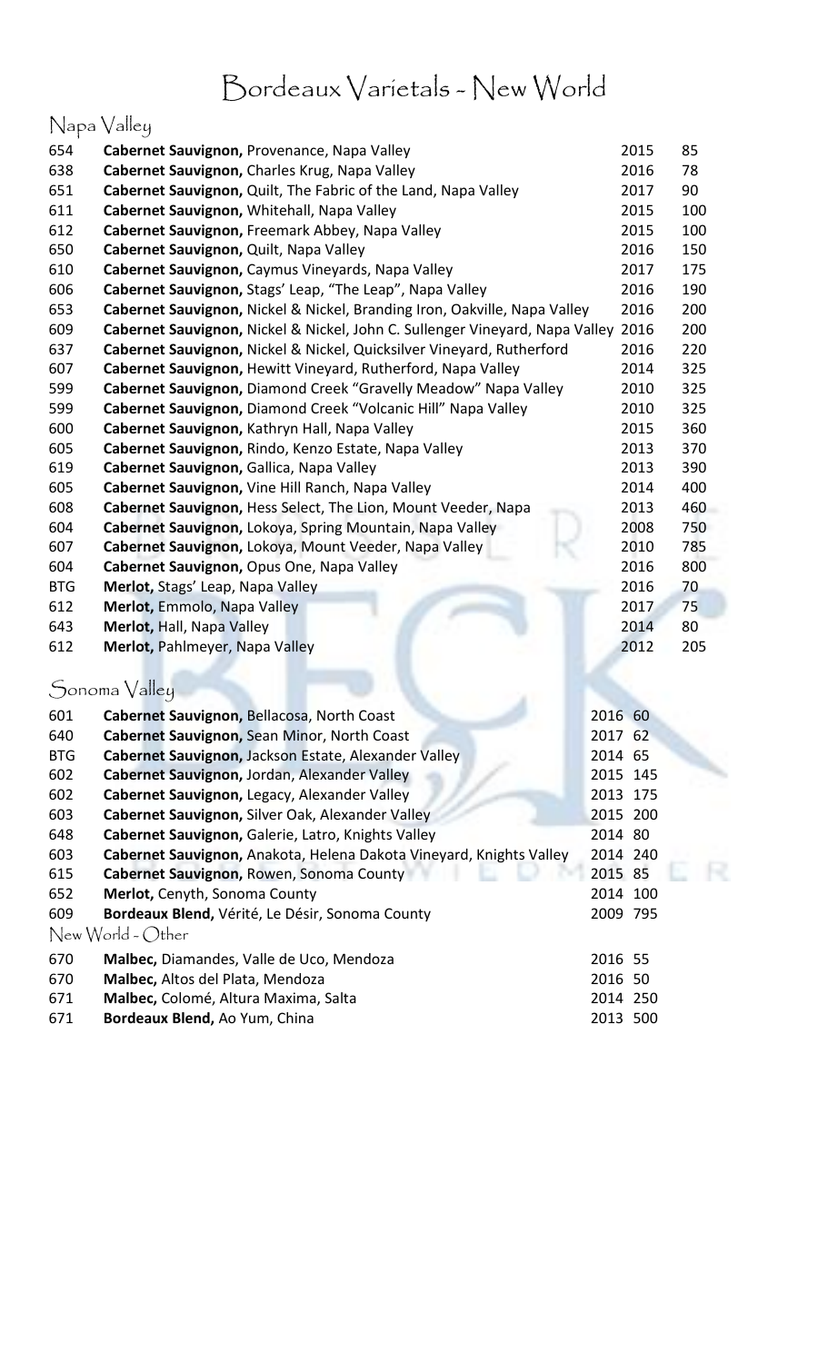# Bordeaux Varietals - New World

## Napa Valley

| | | | |
|---|---|---|---|
| 654 | **Cabernet Sauvignon,** Provenance, Napa Valley | 2015 | 85 |
| 638 | **Cabernet Sauvignon,** Charles Krug, Napa Valley | 2016 | 78 |
| 651 | **Cabernet Sauvignon,** Quilt, The Fabric of the Land, Napa Valley | 2017 | 90 |
| 611 | **Cabernet Sauvignon,** Whitehall, Napa Valley | 2015 | 100 |
| 612 | **Cabernet Sauvignon,** Freemark Abbey, Napa Valley | 2015 | 100 |
| 650 | **Cabernet Sauvignon,** Quilt, Napa Valley | 2016 | 150 |
| 610 | **Cabernet Sauvignon,** Caymus Vineyards, Napa Valley | 2017 | 175 |
| 606 | **Cabernet Sauvignon,** Stags' Leap, "The Leap", Napa Valley | 2016 | 190 |
| 653 | **Cabernet Sauvignon,** Nickel & Nickel, Branding Iron, Oakville, Napa Valley | 2016 | 200 |
| 609 | **Cabernet Sauvignon,** Nickel & Nickel, John C. Sullenger Vineyard, Napa Valley | 2016 | 200 |
| 637 | **Cabernet Sauvignon,** Nickel & Nickel, Quicksilver Vineyard, Rutherford | 2016 | 220 |
| 607 | **Cabernet Sauvignon,** Hewitt Vineyard, Rutherford, Napa Valley | 2014 | 325 |
| 599 | **Cabernet Sauvignon,** Diamond Creek "Gravelly Meadow" Napa Valley | 2010 | 325 |
| 599 | **Cabernet Sauvignon,** Diamond Creek "Volcanic Hill" Napa Valley | 2010 | 325 |
| 600 | **Cabernet Sauvignon,** Kathryn Hall, Napa Valley | 2015 | 360 |
| 605 | **Cabernet Sauvignon,** Rindo, Kenzo Estate, Napa Valley | 2013 | 370 |
| 619 | **Cabernet Sauvignon,** Gallica, Napa Valley | 2013 | 390 |
| 605 | **Cabernet Sauvignon,** Vine Hill Ranch, Napa Valley | 2014 | 400 |
| 608 | **Cabernet Sauvignon,** Hess Select, The Lion, Mount Veeder, Napa | 2013 | 460 |
| 604 | **Cabernet Sauvignon,** Lokoya, Spring Mountain, Napa Valley | 2008 | 750 |
| 607 | **Cabernet Sauvignon,** Lokoya, Mount Veeder, Napa Valley | 2010 | 785 |
| 604 | **Cabernet Sauvignon,** Opus One, Napa Valley | 2016 | 800 |
| BTG | **Merlot,** Stags' Leap, Napa Valley | 2016 | 70 |
| 612 | **Merlot,** Emmolo, Napa Valley | 2017 | 75 |
| 643 | **Merlot,** Hall, Napa Valley | 2014 | 80 |
| 612 | **Merlot,** Pahlmeyer, Napa Valley | 2012 | 205 |

## Sonoma Valley

| | | | |
|---|---|---|---|
| 601 | **Cabernet Sauvignon,** Bellacosa, North Coast | 2016 | 60 |
| 640 | **Cabernet Sauvignon,** Sean Minor, North Coast | 2017 | 62 |
| BTG | **Cabernet Sauvignon,** Jackson Estate, Alexander Valley | 2014 | 65 |
| 602 | **Cabernet Sauvignon,** Jordan, Alexander Valley | 2015 | 145 |
| 602 | **Cabernet Sauvignon,** Legacy, Alexander Valley | 2013 | 175 |
| 603 | **Cabernet Sauvignon,** Silver Oak, Alexander Valley | 2015 | 200 |
| 648 | **Cabernet Sauvignon,** Galerie, Latro, Knights Valley | 2014 | 80 |
| 603 | **Cabernet Sauvignon,** Anakota, Helena Dakota Vineyard, Knights Valley | 2014 | 240 |
| 615 | **Cabernet Sauvignon,** Rowen, Sonoma County | 2015 | 85 |
| 652 | **Merlot,** Cenyth, Sonoma County | 2014 | 100 |
| 609 | **Bordeaux Blend,** Vérité, Le Désir, Sonoma County | 2009 | 795 |

## New World - Other

| | | | |
|---|---|---|---|
| 670 | **Malbec,** Diamandes, Valle de Uco, Mendoza | 2016 | 55 |
| 670 | **Malbec,** Altos del Plata, Mendoza | 2016 | 50 |
| 671 | **Malbec,** Colomé, Altura Maxima, Salta | 2014 | 250 |
| 671 | **Bordeaux Blend,** Ao Yum, China | 2013 | 500 |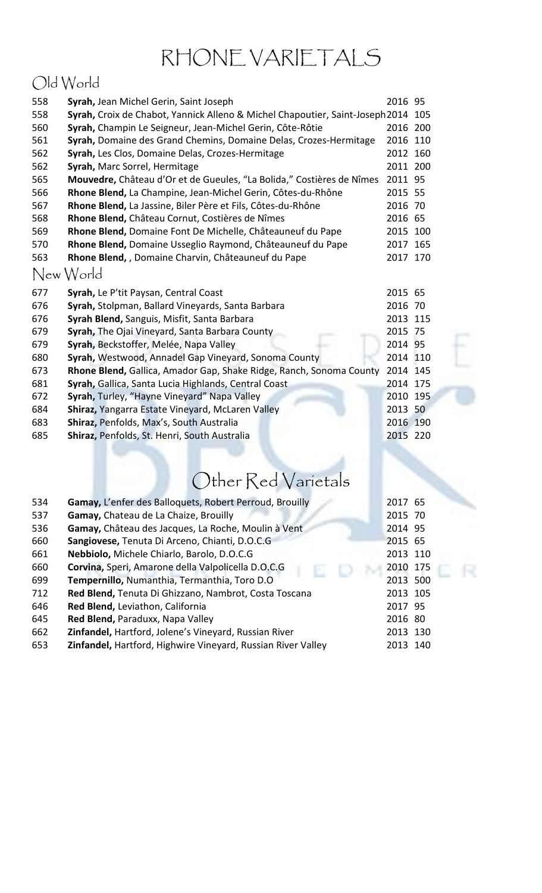# RHONE VARIETALS

## Old World

| | | | |
|---|---|---|---|
| 558 | **Syrah,** Jean Michel Gerin, Saint Joseph | 2016 | 95 |
| 558 | **Syrah,** Croix de Chabot, Yannick Alleno & Michel Chapoutier, Saint-Joseph | 2014 | 105 |
| 560 | **Syrah,** Champin Le Seigneur, Jean-Michel Gerin, Côte-Rôtie | 2016 | 200 |
| 561 | **Syrah,** Domaine des Grand Chemins, Domaine Delas, Crozes-Hermitage | 2016 | 110 |
| 562 | **Syrah,** Les Clos, Domaine Delas, Crozes-Hermitage | 2012 | 160 |
| 562 | **Syrah,** Marc Sorrel, Hermitage | 2011 | 200 |
| 565 | **Mouvedre,** Château d'Or et de Gueules, "La Bolida," Costières de Nîmes | 2011 | 95 |
| 566 | **Rhone Blend,** La Champine, Jean-Michel Gerin, Côtes-du-Rhône | 2015 | 55 |
| 567 | **Rhone Blend,** La Jassine, Biler Père et Fils, Côtes-du-Rhône | 2016 | 70 |
| 568 | **Rhone Blend,** Château Cornut, Costières de Nîmes | 2016 | 65 |
| 569 | **Rhone Blend,** Domaine Font De Michelle, Châteauneuf du Pape | 2015 | 100 |
| 570 | **Rhone Blend,** Domaine Usseglio Raymond, Châteauneuf du Pape | 2017 | 165 |
| 563 | **Rhone Blend,** , Domaine Charvin, Châteauneuf du Pape | 2017 | 170 |

## New World

| | | | |
|---|---|---|---|
| 677 | **Syrah,** Le P'tit Paysan, Central Coast | 2015 | 65 |
| 676 | **Syrah,** Stolpman, Ballard Vineyards, Santa Barbara | 2016 | 70 |
| 676 | **Syrah Blend,** Sanguis, Misfit, Santa Barbara | 2013 | 115 |
| 679 | **Syrah,** The Ojai Vineyard, Santa Barbara County | 2015 | 75 |
| 679 | **Syrah,** Beckstoffer, Melée, Napa Valley | 2014 | 95 |
| 680 | **Syrah,** Westwood, Annadel Gap Vineyard, Sonoma County | 2014 | 110 |
| 673 | **Rhone Blend,** Gallica, Amador Gap, Shake Ridge, Ranch, Sonoma County | 2014 | 145 |
| 681 | **Syrah,** Gallica, Santa Lucia Highlands, Central Coast | 2014 | 175 |
| 672 | **Syrah,** Turley, "Hayne Vineyard" Napa Valley | 2010 | 195 |
| 684 | **Shiraz,** Yangarra Estate Vineyard, McLaren Valley | 2013 | 50 |
| 683 | **Shiraz,** Penfolds, Max's, South Australia | 2016 | 190 |
| 685 | **Shiraz,** Penfolds, St. Henri, South Australia | 2015 | 220 |

# Other Red Varietals

| | | | |
|---|---|---|---|
| 534 | **Gamay,** L'enfer des Balloquets, Robert Perroud, Brouilly | 2017 | 65 |
| 537 | **Gamay,** Chateau de La Chaize, Brouilly | 2015 | 70 |
| 536 | **Gamay,** Château des Jacques, La Roche, Moulin à Vent | 2014 | 95 |
| 660 | **Sangiovese,** Tenuta Di Arceno, Chianti, D.O.C.G | 2015 | 65 |
| 661 | **Nebbiolo,** Michele Chiarlo, Barolo, D.O.C.G | 2013 | 110 |
| 660 | **Corvina,** Speri, Amarone della Valpolicella D.O.C.G | 2010 | 175 |
| 699 | **Tempernillo,** Numanthia, Termanthia, Toro D.O | 2013 | 500 |
| 712 | **Red Blend,** Tenuta Di Ghizzano, Nambrot, Costa Toscana | 2013 | 105 |
| 646 | **Red Blend,** Leviathon, California | 2017 | 95 |
| 645 | **Red Blend,** Paraduxx, Napa Valley | 2016 | 80 |
| 662 | **Zinfandel,** Hartford, Jolene's Vineyard, Russian River | 2013 | 130 |
| 653 | **Zinfandel,** Hartford, Highwire Vineyard, Russian River Valley | 2013 | 140 |